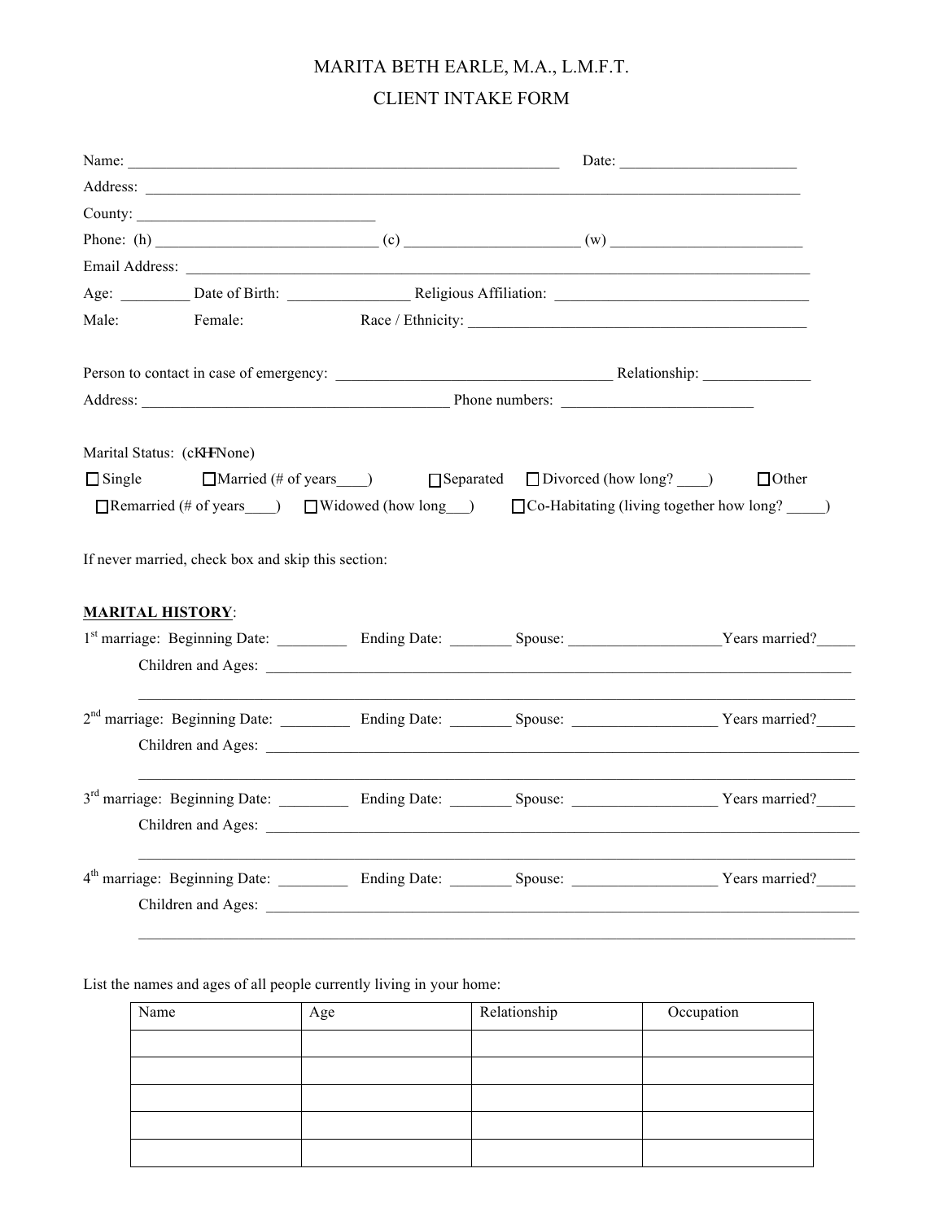# MARITA BETH EARLE, M.A., L.M.F.T.

## CLIENT INTAKE FORM

Name: ________________________________________________________ Date: ______________________

Address: ___________________________________________________________________________________

County: ______________________________

Phone: (h) ____________________________ (c) ______________________ (w) ________________________

Email Address: _____________________________________________________________________________

Age: _________ Date of Birth: ________________ Religious Affiliation: ________________________________

Male: Female: Race / Ethnicity: ___________________________________________

Person to contact in case of emergency: ___________________________________ Relationship: ______________

Address: _______________________________________ Phone numbers: ________________________

Marital Status: (cKHFNone)

☐ Single ☐ Married (# of years____) ☐ Separated ☐ Divorced (how long? ____) ☐ Other

☐ Remarried (# of years____) ☐ Widowed (how long___) ☐ Co-Habitating (living together how long? _____)

If never married, check box and skip this section:

**MARITAL HISTORY**:

1st marriage: Beginning Date: _________ Ending Date: ________ Spouse: ___________________ Years married?_____

Children and Ages: ____________________________________________________________________________

_____________________________________________________________________________________________

2nd marriage: Beginning Date: _________ Ending Date: ________ Spouse: __________________ Years married?_____

Children and Ages: ____________________________________________________________________________

_____________________________________________________________________________________________

3rd marriage: Beginning Date: _________ Ending Date: ________ Spouse: __________________ Years married?_____

Children and Ages: ____________________________________________________________________________

_____________________________________________________________________________________________

4th marriage: Beginning Date: _________ Ending Date: ________ Spouse: __________________ Years married?_____

Children and Ages: ____________________________________________________________________________

_____________________________________________________________________________________________

List the names and ages of all people currently living in your home:

| Name | Age | Relationship | Occupation |
|---|---|---|---|
| | | | |
| | | | |
| | | | |
| | | | |
| | | | |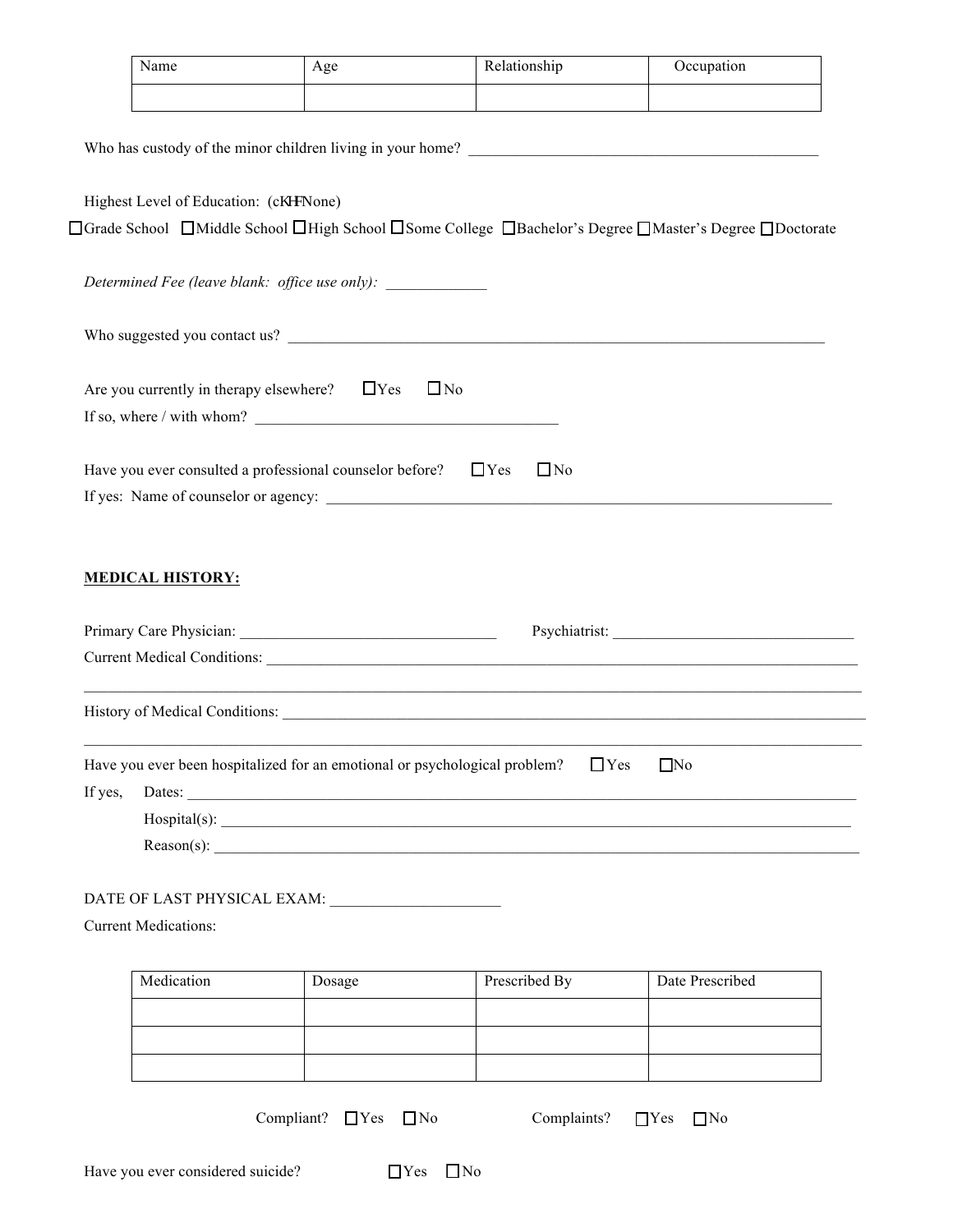| Name | Age | Relationship | Occupation |
| --- | --- | --- | --- |
| | | | |

Who has custody of the minor children living in your home? ___________________________________________

Highest Level of Education: (cKHFNone)

☐Grade School ☐Middle School ☐High School ☐Some College ☐Bachelor's Degree ☐Master's Degree ☐Doctorate

*Determined Fee (leave blank: office use only):* ____________

Who suggested you contact us? ___________________________________________________________________

Are you currently in therapy elsewhere? ☐Yes ☐No

If so, where / with whom? _____________________________________

Have you ever consulted a professional counselor before? ☐Yes ☐No

If yes: Name of counselor or agency: ______________________________________________________________

**MEDICAL HISTORY:**

Primary Care Physician: ________________________________ Psychiatrist: ______________________________

Current Medical Conditions: ______________________________________________________________________

_____________________________________________________________________________________________

History of Medical Conditions: ____________________________________________________________________

_____________________________________________________________________________________________

Have you ever been hospitalized for an emotional or psychological problem? ☐Yes ☐No

If yes, Dates: ___________________________________________________________________________

Hospital(s): _______________________________________________________________________

Reason(s): ________________________________________________________________________

DATE OF LAST PHYSICAL EXAM: _____________________

Current Medications:

| Medication | Dosage | Prescribed By | Date Prescribed |
| --- | --- | --- | --- |
| | | | |
| | | | |
| | | | |

Compliant? ☐Yes ☐No Complaints? ☐Yes ☐No

Have you ever considered suicide? ☐Yes ☐No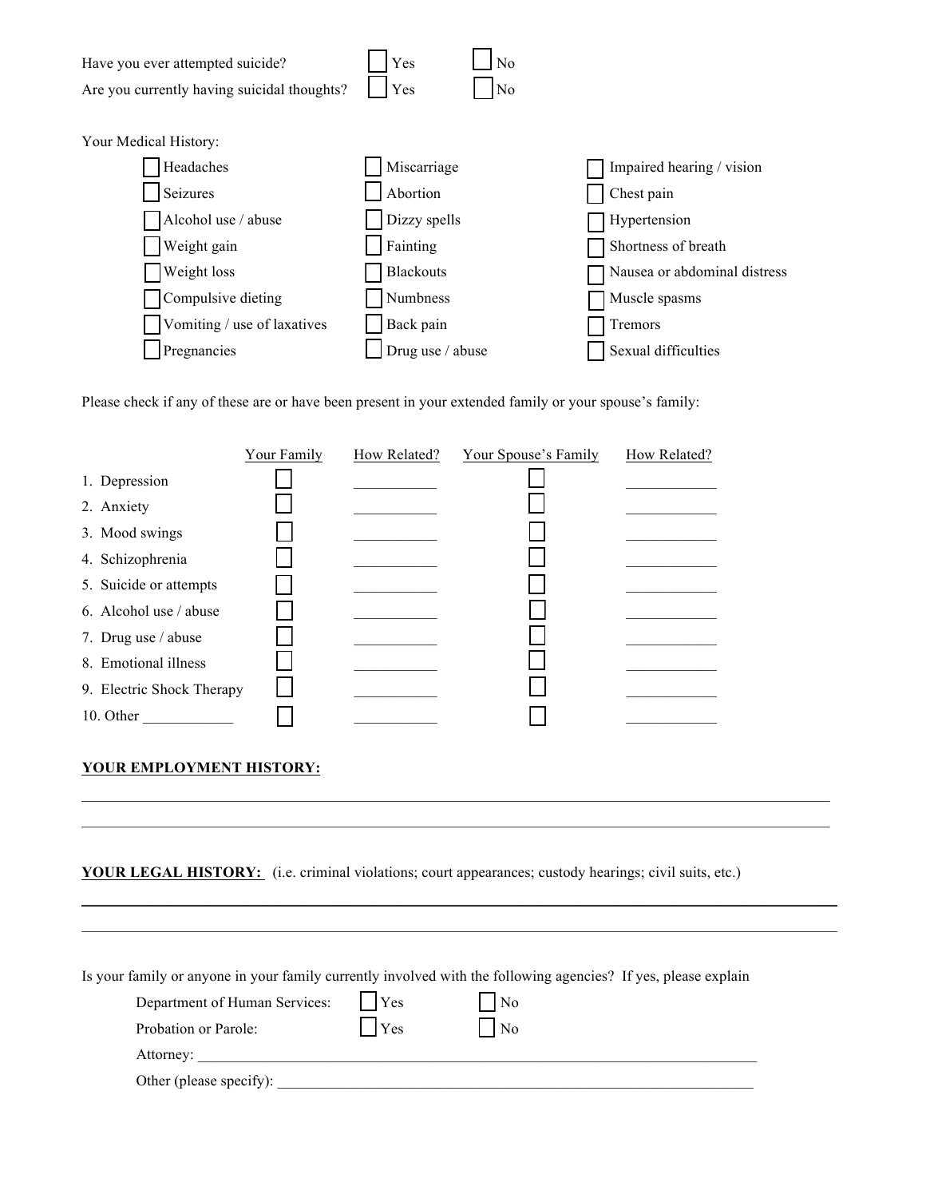Have you ever attempted suicide? ☐ Yes ☐ No

Are you currently having suicidal thoughts? ☐ Yes ☐ No

Your Medical History:

| | | |
|---|---|---|
| ☐ Headaches | ☐ Miscarriage | ☐ Impaired hearing / vision |
| ☐ Seizures | ☐ Abortion | ☐ Chest pain |
| ☐ Alcohol use / abuse | ☐ Dizzy spells | ☐ Hypertension |
| ☐ Weight gain | ☐ Fainting | ☐ Shortness of breath |
| ☐ Weight loss | ☐ Blackouts | ☐ Nausea or abdominal distress |
| ☐ Compulsive dieting | ☐ Numbness | ☐ Muscle spasms |
| ☐ Vomiting / use of laxatives | ☐ Back pain | ☐ Tremors |
| ☐ Pregnancies | ☐ Drug use / abuse | ☐ Sexual difficulties |

Please check if any of these are or have been present in your extended family or your spouse's family:

| | Your Family | How Related? | Your Spouse's Family | How Related? |
|---|---|---|---|---|
| 1. Depression | ☐ | ___________ | ☐ | ___________ |
| 2. Anxiety | ☐ | ___________ | ☐ | ___________ |
| 3. Mood swings | ☐ | ___________ | ☐ | ___________ |
| 4. Schizophrenia | ☐ | ___________ | ☐ | ___________ |
| 5. Suicide or attempts | ☐ | ___________ | ☐ | ___________ |
| 6. Alcohol use / abuse | ☐ | ___________ | ☐ | ___________ |
| 7. Drug use / abuse | ☐ | ___________ | ☐ | ___________ |
| 8. Emotional illness | ☐ | ___________ | ☐ | ___________ |
| 9. Electric Shock Therapy | ☐ | ___________ | ☐ | ___________ |
| 10. Other ___________ | ☐ | ___________ | ☐ | ___________ |

**YOUR EMPLOYMENT HISTORY:**

______________________________________________________________________________

______________________________________________________________________________

**YOUR LEGAL HISTORY:** (i.e. criminal violations; court appearances; custody hearings; civil suits, etc.)

______________________________________________________________________________

______________________________________________________________________________

Is your family or anyone in your family currently involved with the following agencies? If yes, please explain

Department of Human Services: ☐ Yes ☐ No

Probation or Parole: ☐ Yes ☐ No

Attorney: ______________________________________________________________

Other (please specify): ___________________________________________________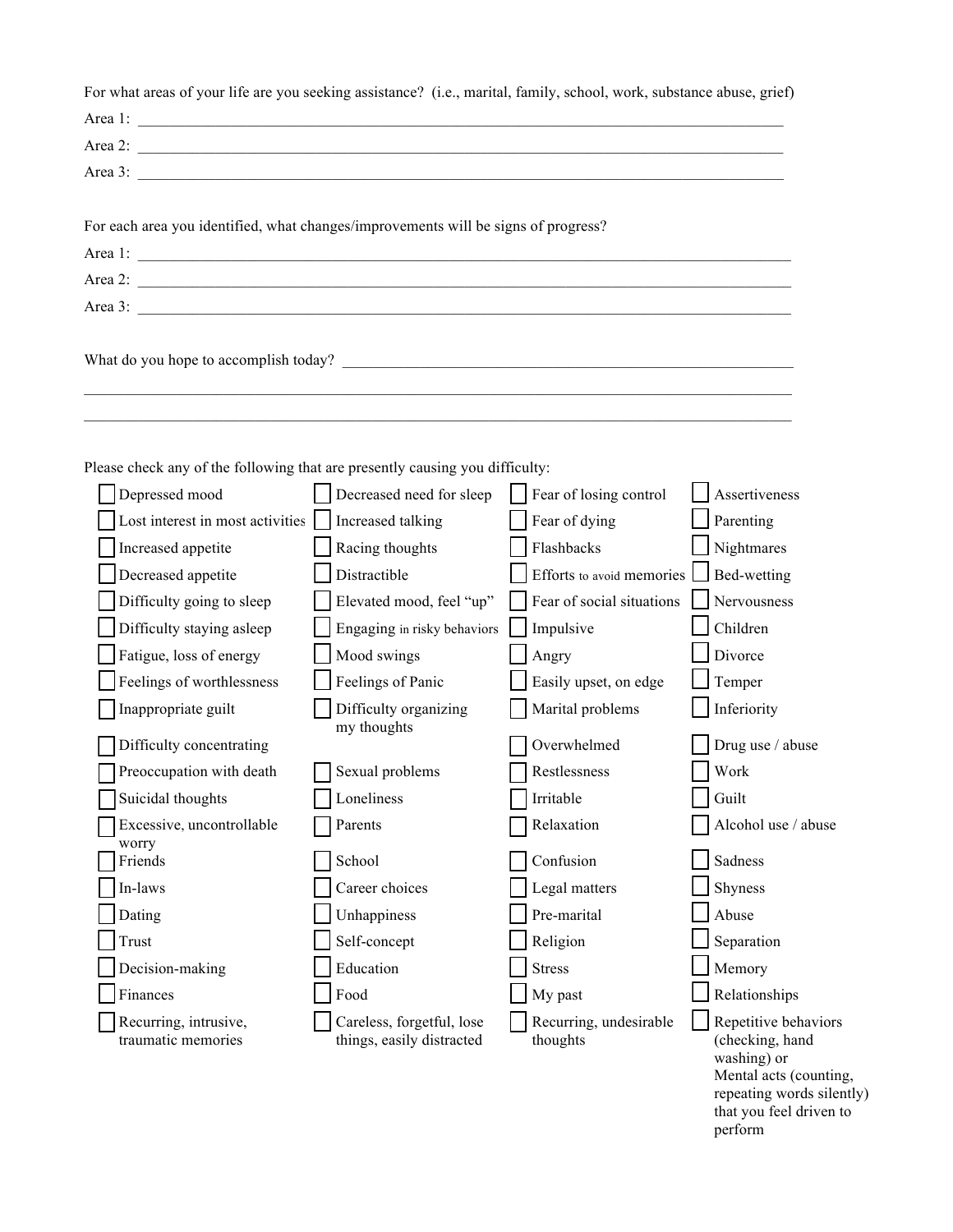For what areas of your life are you seeking assistance? (i.e., marital, family, school, work, substance abuse, grief)

Area 1: ______________________________________________________________________________

Area 2: ______________________________________________________________________________

Area 3: ______________________________________________________________________________

For each area you identified, what changes/improvements will be signs of progress?

Area 1: ______________________________________________________________________________

Area 2: ______________________________________________________________________________

Area 3: ______________________________________________________________________________

What do you hope to accomplish today? ______________________________________________________

______________________________________________________________________________________

______________________________________________________________________________________

Please check any of the following that are presently causing you difficulty:

| | | | |
|---|---|---|---|
| ☐ Depressed mood | ☐ Decreased need for sleep | ☐ Fear of losing control | ☐ Assertiveness |
| ☐ Lost interest in most activities | ☐ Increased talking | ☐ Fear of dying | ☐ Parenting |
| ☐ Increased appetite | ☐ Racing thoughts | ☐ Flashbacks | ☐ Nightmares |
| ☐ Decreased appetite | ☐ Distractible | ☐ Efforts to avoid memories | ☐ Bed-wetting |
| ☐ Difficulty going to sleep | ☐ Elevated mood, feel "up" | ☐ Fear of social situations | ☐ Nervousness |
| ☐ Difficulty staying asleep | ☐ Engaging in risky behaviors | ☐ Impulsive | ☐ Children |
| ☐ Fatigue, loss of energy | ☐ Mood swings | ☐ Angry | ☐ Divorce |
| ☐ Feelings of worthlessness | ☐ Feelings of Panic | ☐ Easily upset, on edge | ☐ Temper |
| ☐ Inappropriate guilt | ☐ Difficulty organizing my thoughts | ☐ Marital problems | ☐ Inferiority |
| ☐ Difficulty concentrating | | ☐ Overwhelmed | ☐ Drug use / abuse |
| ☐ Preoccupation with death | ☐ Sexual problems | ☐ Restlessness | ☐ Work |
| ☐ Suicidal thoughts | ☐ Loneliness | ☐ Irritable | ☐ Guilt |
| ☐ Excessive, uncontrollable worry | ☐ Parents | ☐ Relaxation | ☐ Alcohol use / abuse |
| ☐ Friends | ☐ School | ☐ Confusion | ☐ Sadness |
| ☐ In-laws | ☐ Career choices | ☐ Legal matters | ☐ Shyness |
| ☐ Dating | ☐ Unhappiness | ☐ Pre-marital | ☐ Abuse |
| ☐ Trust | ☐ Self-concept | ☐ Religion | ☐ Separation |
| ☐ Decision-making | ☐ Education | ☐ Stress | ☐ Memory |
| ☐ Finances | ☐ Food | ☐ My past | ☐ Relationships |
| ☐ Recurring, intrusive, traumatic memories | ☐ Careless, forgetful, lose things, easily distracted | ☐ Recurring, undesirable thoughts | ☐ Repetitive behaviors (checking, hand washing) or Mental acts (counting, repeating words silently) that you feel driven to perform |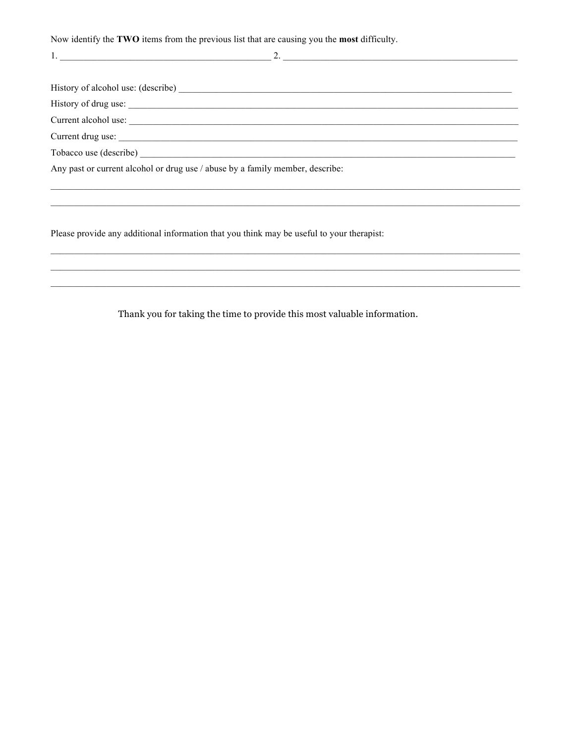Now identify the **TWO** items from the previous list that are causing you the **most** difficulty.

1. ______________________________________________ 2. ____________________________________________________

History of alcohol use: (describe) ___________________________________________________________________________

History of drug use: ___________________________________________________________________________________________

Current alcohol use: ___________________________________________________________________________________________

Current drug use: ______________________________________________________________________________________________

Tobacco use (describe) ________________________________________________________________________________________

Any past or current alcohol or drug use / abuse by a family member, describe:

_____________________________________________________________________________________________________________

_____________________________________________________________________________________________________________

Please provide any additional information that you think may be useful to your therapist:

_____________________________________________________________________________________________________________

_____________________________________________________________________________________________________________

_____________________________________________________________________________________________________________

Thank you for taking the time to provide this most valuable information.